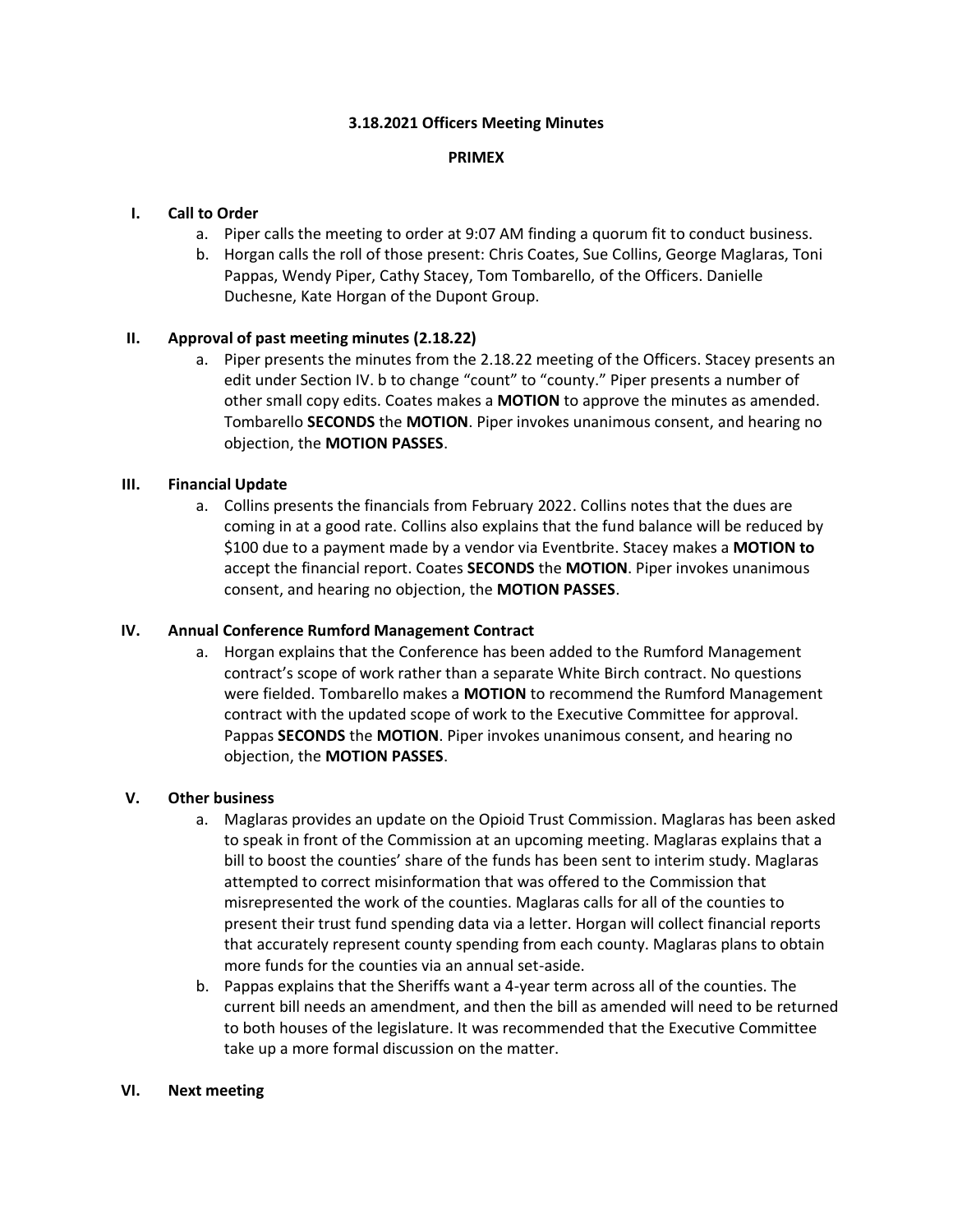# 3.18.2021 Officers Meeting Minutes

## PRIMEX

### I. Call to Order

a. Piper calls the meeting to order at 9:07 AM finding a quorum fit to conduct business.

b. Horgan calls the roll of those present: Chris Coates, Sue Collins, George Maglaras, Toni Pappas, Wendy Piper, Cathy Stacey, Tom Tombarello, of the Officers. Danielle Duchesne, Kate Horgan of the Dupont Group.

### II. Approval of past meeting minutes (2.18.22)

a. Piper presents the minutes from the 2.18.22 meeting of the Officers. Stacey presents an edit under Section IV. b to change "count" to "county." Piper presents a number of other small copy edits. Coates makes a **MOTION** to approve the minutes as amended. Tombarello **SECONDS** the **MOTION**. Piper invokes unanimous consent, and hearing no objection, the **MOTION PASSES**.

### III. Financial Update

a. Collins presents the financials from February 2022. Collins notes that the dues are coming in at a good rate. Collins also explains that the fund balance will be reduced by $100 due to a payment made by a vendor via Eventbrite. Stacey makes a **MOTION to** accept the financial report. Coates **SECONDS** the **MOTION**. Piper invokes unanimous consent, and hearing no objection, the **MOTION PASSES**.

### IV. Annual Conference Rumford Management Contract

a. Horgan explains that the Conference has been added to the Rumford Management contract's scope of work rather than a separate White Birch contract. No questions were fielded. Tombarello makes a **MOTION** to recommend the Rumford Management contract with the updated scope of work to the Executive Committee for approval. Pappas **SECONDS** the **MOTION**. Piper invokes unanimous consent, and hearing no objection, the **MOTION PASSES**.

### V. Other business

a. Maglaras provides an update on the Opioid Trust Commission. Maglaras has been asked to speak in front of the Commission at an upcoming meeting. Maglaras explains that a bill to boost the counties' share of the funds has been sent to interim study. Maglaras attempted to correct misinformation that was offered to the Commission that misrepresented the work of the counties. Maglaras calls for all of the counties to present their trust fund spending data via a letter. Horgan will collect financial reports that accurately represent county spending from each county. Maglaras plans to obtain more funds for the counties via an annual set-aside.

b. Pappas explains that the Sheriffs want a 4-year term across all of the counties. The current bill needs an amendment, and then the bill as amended will need to be returned to both houses of the legislature. It was recommended that the Executive Committee take up a more formal discussion on the matter.

### VI. Next meeting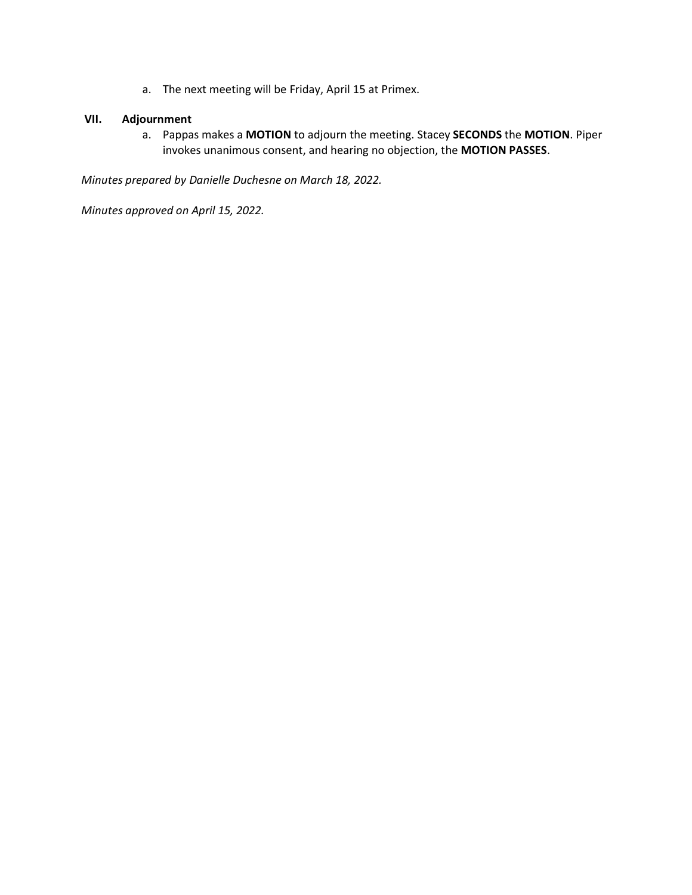a. The next meeting will be Friday, April 15 at Primex.

## VII. Adjournment

a. Pappas makes a **MOTION** to adjourn the meeting. Stacey **SECONDS** the **MOTION**. Piper invokes unanimous consent, and hearing no objection, the **MOTION PASSES**.

*Minutes prepared by Danielle Duchesne on March 18, 2022.*

*Minutes approved on April 15, 2022.*